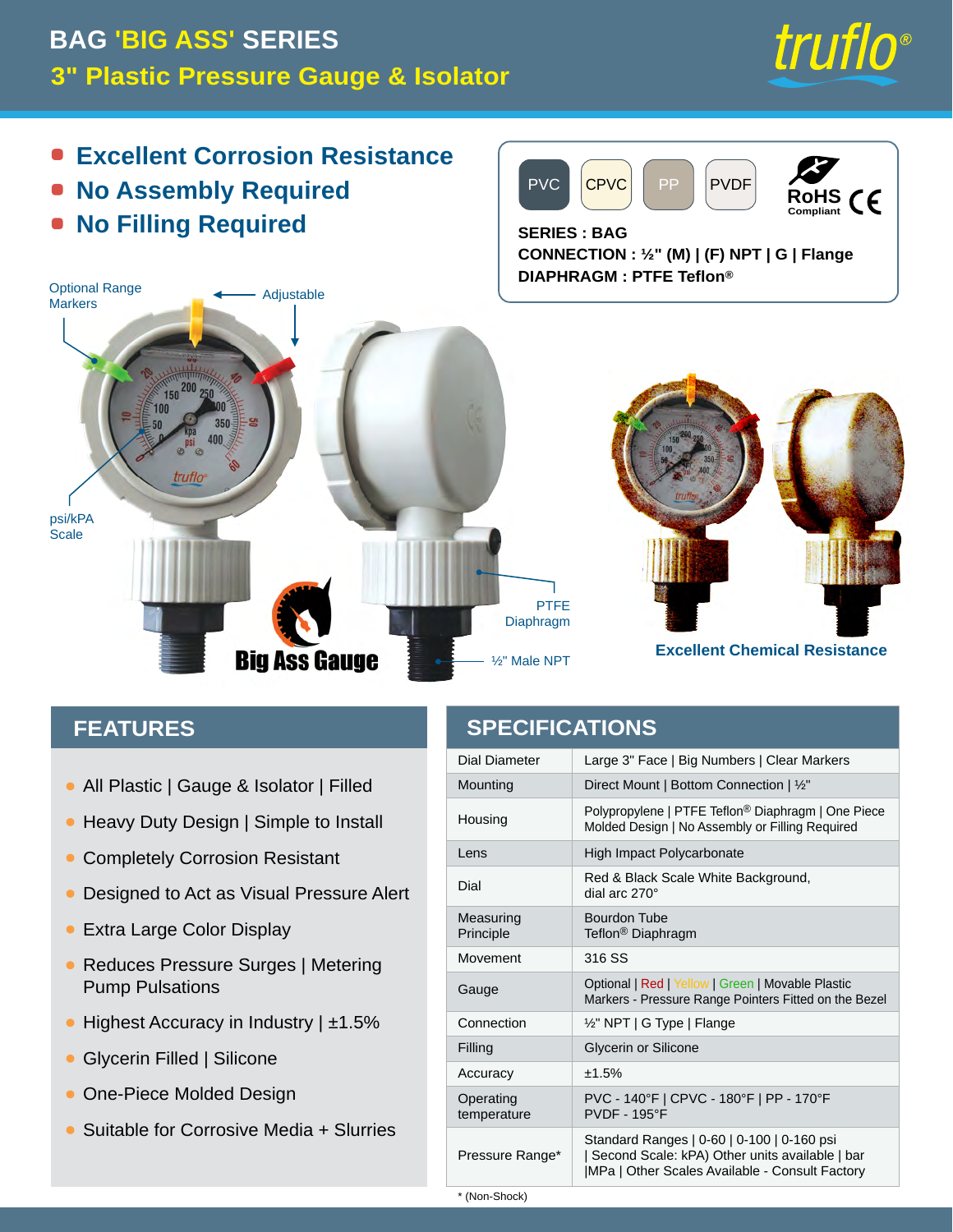# BAG 'BIG ASS' SERIES

## 3" Plastic Pressure Gauge & Isolator

truflo®

- **Excellent Corrosion Resistance**
- **No Assembly Required**
- **No Filling Required**

PVC | CPVC | PP | PVDF

RoHS Compliant CE

**SERIES : BAG**
**CONNECTION : ½" (M) | (F) NPT | G | Flange**
**DIAPHRAGM : PTFE Teflon®**

Optional Range Markers

Adjustable

psi/kPA Scale

PTFE Diaphragm

½" Male NPT

Big Ass Gauge

**Excellent Chemical Resistance**

## FEATURES

- All Plastic | Gauge & Isolator | Filled
- Heavy Duty Design | Simple to Install
- Completely Corrosion Resistant
- Designed to Act as Visual Pressure Alert
- Extra Large Color Display
- Reduces Pressure Surges | Metering Pump Pulsations
- Highest Accuracy in Industry | ±1.5%
- Glycerin Filled | Silicone
- One-Piece Molded Design
- Suitable for Corrosive Media + Slurries

## SPECIFICATIONS

| | |
|---|---|
| Dial Diameter | Large 3" Face \| Big Numbers \| Clear Markers |
| Mounting | Direct Mount \| Bottom Connection \| ½" |
| Housing | Polypropylene \| PTFE Teflon® Diaphragm \| One Piece Molded Design \| No Assembly or Filling Required |
| Lens | High Impact Polycarbonate |
| Dial | Red & Black Scale White Background, dial arc 270° |
| Measuring Principle | Bourdon Tube Teflon® Diaphragm |
| Movement | 316 SS |
| Gauge | Optional \| Red \| Yellow \| Green \| Movable Plastic Markers - Pressure Range Pointers Fitted on the Bezel |
| Connection | ½" NPT \| G Type \| Flange |
| Filling | Glycerin or Silicone |
| Accuracy | ±1.5% |
| Operating temperature | PVC - 140°F \| CPVC - 180°F \| PP - 170°F PVDF - 195°F |
| Pressure Range* | Standard Ranges \| 0-60 \| 0-100 \| 0-160 psi \| Second Scale: kPA) Other units available \| bar \|MPa \| Other Scales Available - Consult Factory |

* (Non-Shock)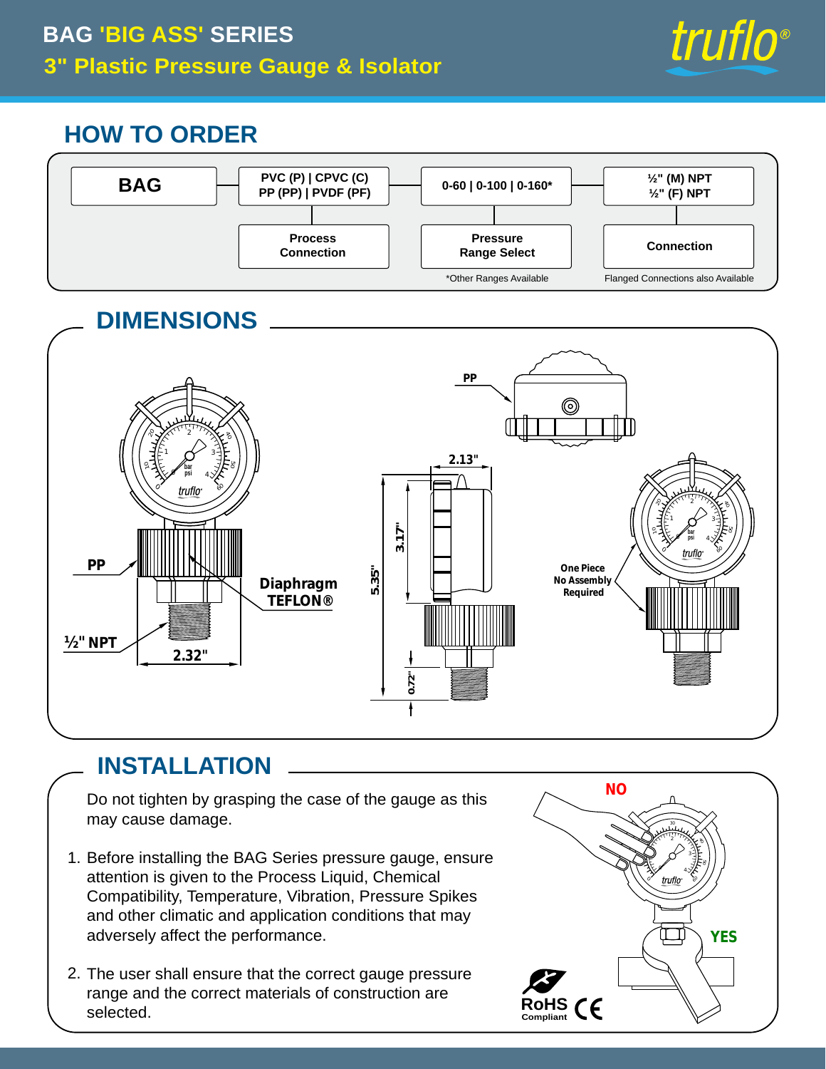# BAG 'BIG ASS' SERIES

## 3" Plastic Pressure Gauge & Isolator

truflo®

## HOW TO ORDER

| BAG | PVC (P) \| CPVC (C) PP (PP) \| PVDF (PF) | 0-60 \| 0-100 \| 0-160* | ½" (M) NPT ½" (F) NPT |
|---|---|---|---|
| | Process Connection | Pressure Range Select | Connection |
| | | *Other Ranges Available | Flanged Connections also Available |

## DIMENSIONS

PP

PP

Diaphragm TEFLON®

½" NPT

2.32"

2.13"

3.17"

5.35"

0.72"

One Piece No Assembly Required

## INSTALLATION

Do not tighten by grasping the case of the gauge as this may cause damage.

1. Before installing the BAG Series pressure gauge, ensure attention is given to the Process Liquid, Chemical Compatibility, Temperature, Vibration, Pressure Spikes and other climatic and application conditions that may adversely affect the performance.
2. The user shall ensure that the correct gauge pressure range and the correct materials of construction are selected.

NO

YES

RoHS Compliant CE